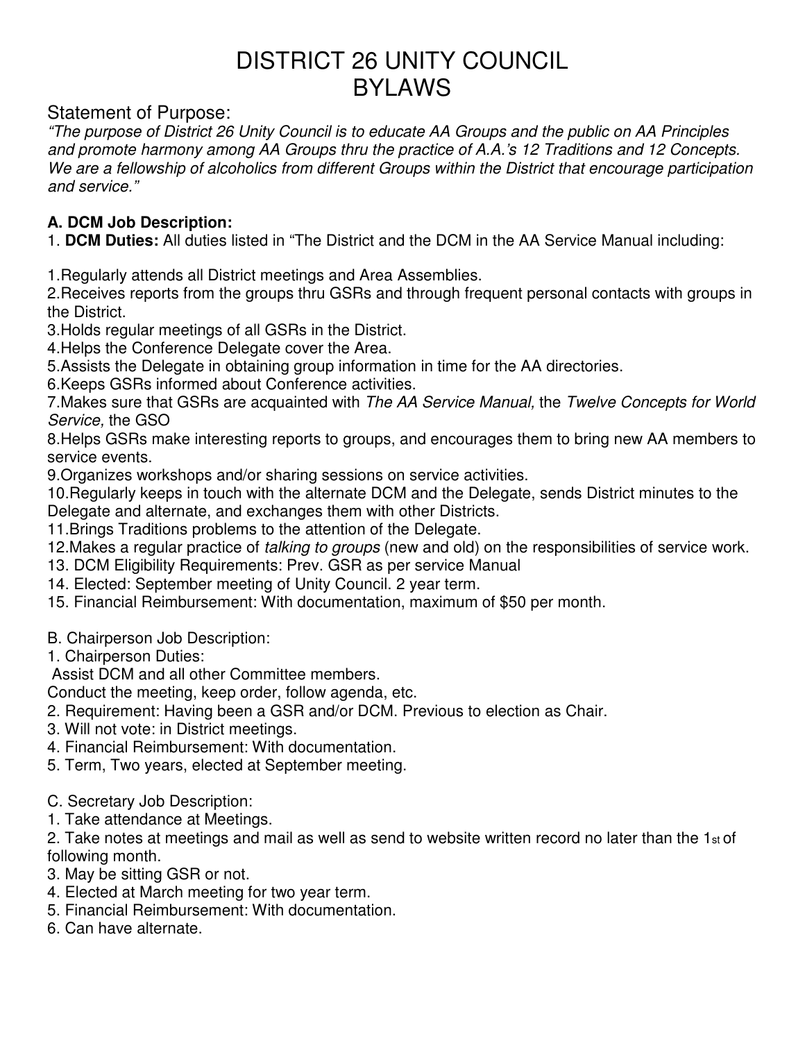# DISTRICT 26 UNITY COUNCIL
# BYLAWS

Statement of Purpose:

*"The purpose of District 26 Unity Council is to educate AA Groups and the public on AA Principles and promote harmony among AA Groups thru the practice of A.A.'s 12 Traditions and 12 Concepts. We are a fellowship of alcoholics from different Groups within the District that encourage participation and service."*

**A. DCM Job Description:**

1. **DCM Duties:** All duties listed in "The District and the DCM in the AA Service Manual including:

1.Regularly attends all District meetings and Area Assemblies.
2.Receives reports from the groups thru GSRs and through frequent personal contacts with groups in the District.
3.Holds regular meetings of all GSRs in the District.
4.Helps the Conference Delegate cover the Area.
5.Assists the Delegate in obtaining group information in time for the AA directories.
6.Keeps GSRs informed about Conference activities.
7.Makes sure that GSRs are acquainted with *The AA Service Manual,* the *Twelve Concepts for World Service,* the GSO
8.Helps GSRs make interesting reports to groups, and encourages them to bring new AA members to service events.
9.Organizes workshops and/or sharing sessions on service activities.
10.Regularly keeps in touch with the alternate DCM and the Delegate, sends District minutes to the Delegate and alternate, and exchanges them with other Districts.
11.Brings Traditions problems to the attention of the Delegate.
12.Makes a regular practice of *talking to groups* (new and old) on the responsibilities of service work.
13. DCM Eligibility Requirements: Prev. GSR as per service Manual
14. Elected: September meeting of Unity Council. 2 year term.
15. Financial Reimbursement: With documentation, maximum of $50 per month.

B. Chairperson Job Description:

1. Chairperson Duties:
 Assist DCM and all other Committee members.
 Conduct the meeting, keep order, follow agenda, etc.
2. Requirement: Having been a GSR and/or DCM. Previous to election as Chair.
3. Will not vote: in District meetings.
4. Financial Reimbursement: With documentation.
5. Term, Two years, elected at September meeting.

C. Secretary Job Description:

1. Take attendance at Meetings.
2. Take notes at meetings and mail as well as send to website written record no later than the 1st of following month.
3. May be sitting GSR or not.
4. Elected at March meeting for two year term.
5. Financial Reimbursement: With documentation.
6. Can have alternate.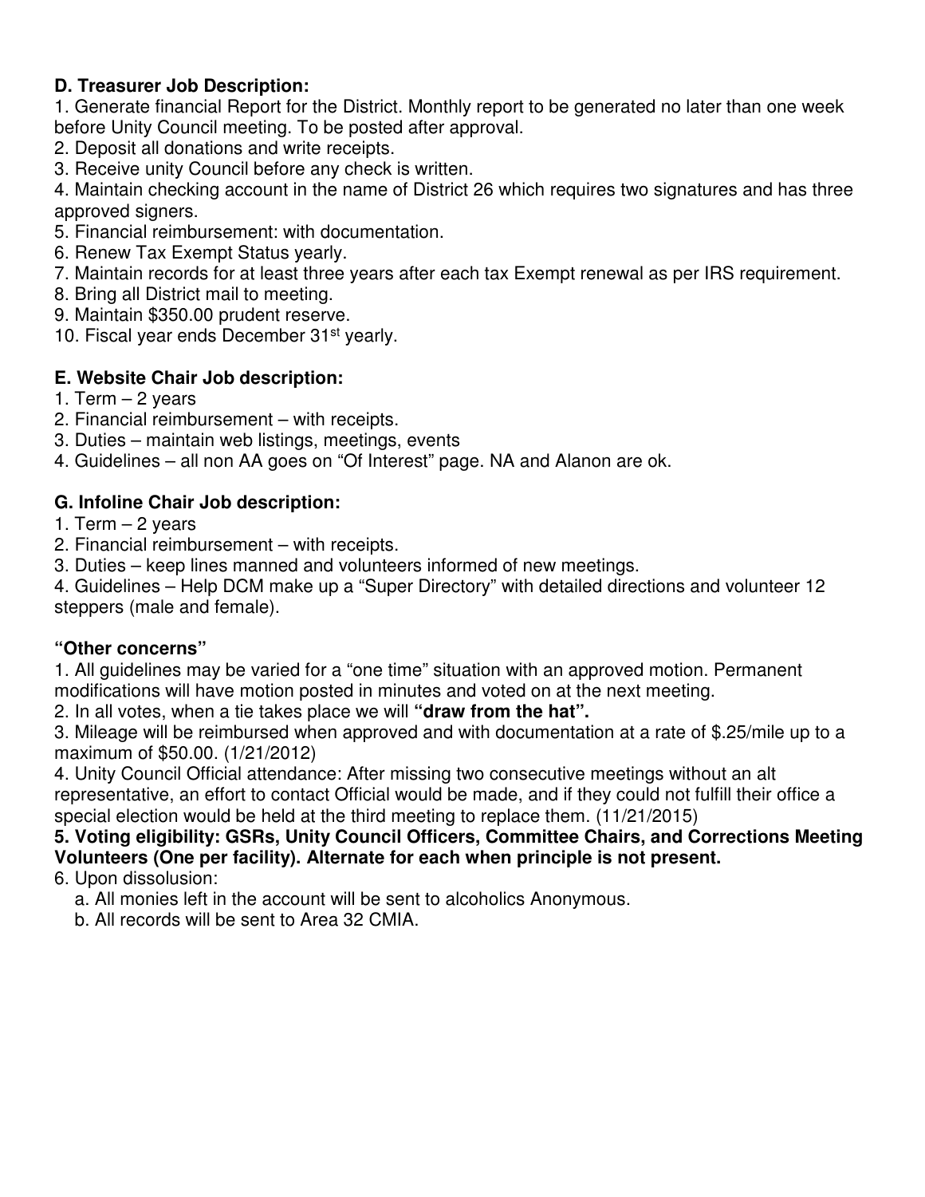**D. Treasurer Job Description:**

1. Generate financial Report for the District. Monthly report to be generated no later than one week before Unity Council meeting. To be posted after approval.
2. Deposit all donations and write receipts.
3. Receive unity Council before any check is written.
4. Maintain checking account in the name of District 26 which requires two signatures and has three approved signers.
5. Financial reimbursement: with documentation.
6. Renew Tax Exempt Status yearly.
7. Maintain records for at least three years after each tax Exempt renewal as per IRS requirement.
8. Bring all District mail to meeting.
9. Maintain $350.00 prudent reserve.
10. Fiscal year ends December 31st yearly.

**E. Website Chair Job description:**

1. Term – 2 years
2. Financial reimbursement – with receipts.
3. Duties – maintain web listings, meetings, events
4. Guidelines – all non AA goes on "Of Interest" page. NA and Alanon are ok.

**G. Infoline Chair Job description:**

1. Term – 2 years
2. Financial reimbursement – with receipts.
3. Duties – keep lines manned and volunteers informed of new meetings.
4. Guidelines – Help DCM make up a "Super Directory" with detailed directions and volunteer 12 steppers (male and female).

**"Other concerns"**

1. All guidelines may be varied for a "one time" situation with an approved motion. Permanent modifications will have motion posted in minutes and voted on at the next meeting.
2. In all votes, when a tie takes place we will **"draw from the hat".**
3. Mileage will be reimbursed when approved and with documentation at a rate of $.25/mile up to a maximum of $50.00. (1/21/2012)
4. Unity Council Official attendance: After missing two consecutive meetings without an alt representative, an effort to contact Official would be made, and if they could not fulfill their office a special election would be held at the third meeting to replace them. (11/21/2015)
5. **Voting eligibility: GSRs, Unity Council Officers, Committee Chairs, and Corrections Meeting Volunteers (One per facility). Alternate for each when principle is not present.**
6. Upon dissolusion:
   a. All monies left in the account will be sent to alcoholics Anonymous.
   b. All records will be sent to Area 32 CMIA.